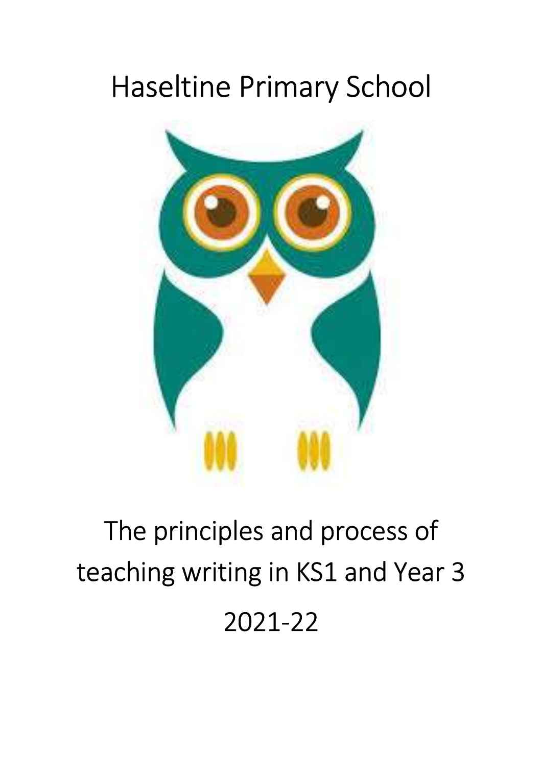# Haseltine Primary School

## The principles and process of teaching writing in KS1 and Year 3

## 2021-22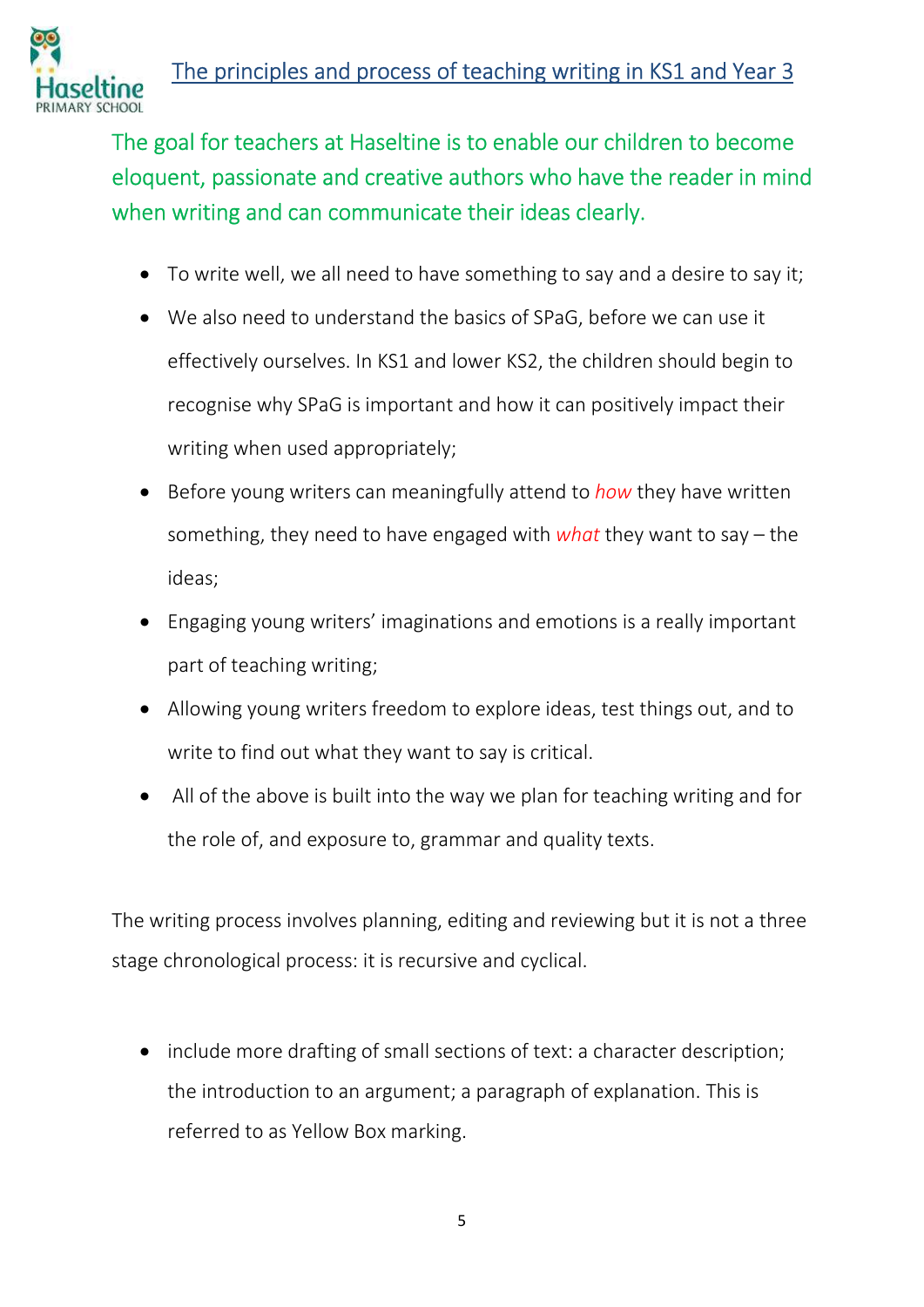The goal for teachers at Haseltine is to enable our children to become eloquent, passionate and creative authors who have the reader in mind when writing and can communicate their ideas clearly.

- To write well, we all need to have something to say and a desire to say it;
- We also need to understand the basics of SPaG, before we can use it effectively ourselves. In KS1 and lower KS2, the children should begin to recognise why SPaG is important and how it can positively impact their writing when used appropriately;
- Before young writers can meaningfully attend to *how* they have written something, they need to have engaged with *what* they want to say – the ideas;
- Engaging young writers' imaginations and emotions is a really important part of teaching writing;
- Allowing young writers freedom to explore ideas, test things out, and to write to find out what they want to say is critical.
- All of the above is built into the way we plan for teaching writing and for the role of, and exposure to, grammar and quality texts.

The writing process involves planning, editing and reviewing but it is not a three stage chronological process: it is recursive and cyclical.

- include more drafting of small sections of text: a character description; the introduction to an argument; a paragraph of explanation. This is referred to as Yellow Box marking.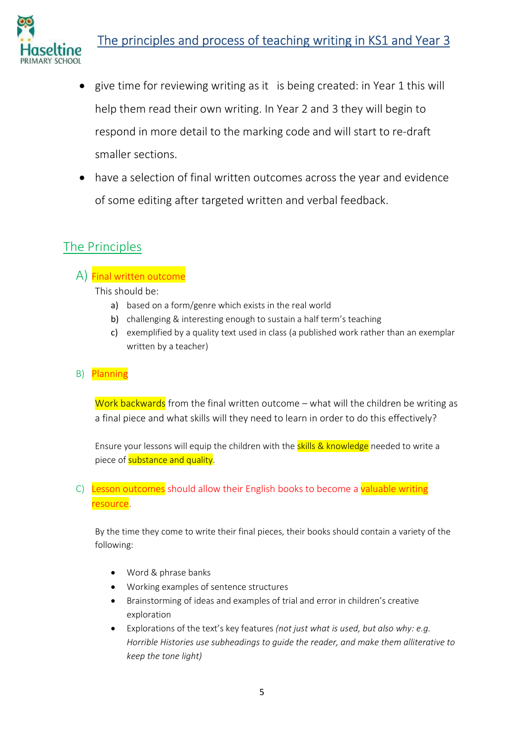- give time for reviewing writing as it is being created: in Year 1 this will help them read their own writing. In Year 2 and 3 they will begin to respond in more detail to the marking code and will start to re-draft smaller sections.
- have a selection of final written outcomes across the year and evidence of some editing after targeted written and verbal feedback.

## The Principles

### A) Final written outcome

This should be:

a) based on a form/genre which exists in the real world
b) challenging & interesting enough to sustain a half term's teaching
c) exemplified by a quality text used in class (a published work rather than an exemplar written by a teacher)

### B) Planning

Work backwards from the final written outcome – what will the children be writing as a final piece and what skills will they need to learn in order to do this effectively?

Ensure your lessons will equip the children with the skills & knowledge needed to write a piece of substance and quality.

### C) Lesson outcomes should allow their English books to become a valuable writing resource.

By the time they come to write their final pieces, their books should contain a variety of the following:

- Word & phrase banks
- Working examples of sentence structures
- Brainstorming of ideas and examples of trial and error in children's creative exploration
- Explorations of the text's key features *(not just what is used, but also why: e.g. Horrible Histories use subheadings to guide the reader, and make them alliterative to keep the tone light)*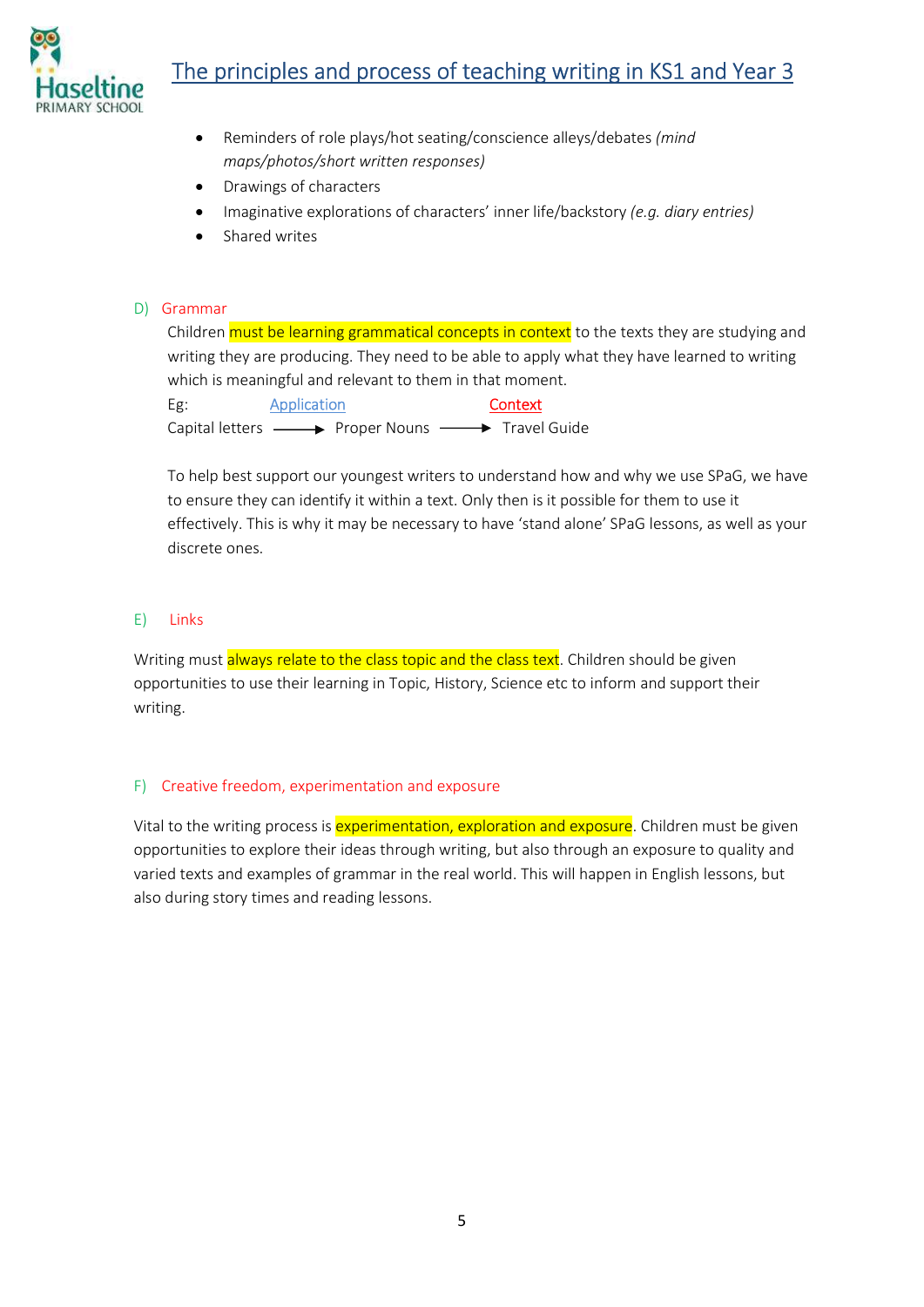- Reminders of role plays/hot seating/conscience alleys/debates *(mind maps/photos/short written responses)*
- Drawings of characters
- Imaginative explorations of characters' inner life/backstory *(e.g. diary entries)*
- Shared writes

## D) Grammar

Children must be learning grammatical concepts in context to the texts they are studying and writing they are producing. They need to be able to apply what they have learned to writing which is meaningful and relevant to them in that moment.

Eg: Application Context

Capital letters ⟶ Proper Nouns ⟶ Travel Guide

To help best support our youngest writers to understand how and why we use SPaG, we have to ensure they can identify it within a text. Only then is it possible for them to use it effectively. This is why it may be necessary to have 'stand alone' SPaG lessons, as well as your discrete ones.

## E) Links

Writing must always relate to the class topic and the class text. Children should be given opportunities to use their learning in Topic, History, Science etc to inform and support their writing.

## F) Creative freedom, experimentation and exposure

Vital to the writing process is experimentation, exploration and exposure. Children must be given opportunities to explore their ideas through writing, but also through an exposure to quality and varied texts and examples of grammar in the real world. This will happen in English lessons, but also during story times and reading lessons.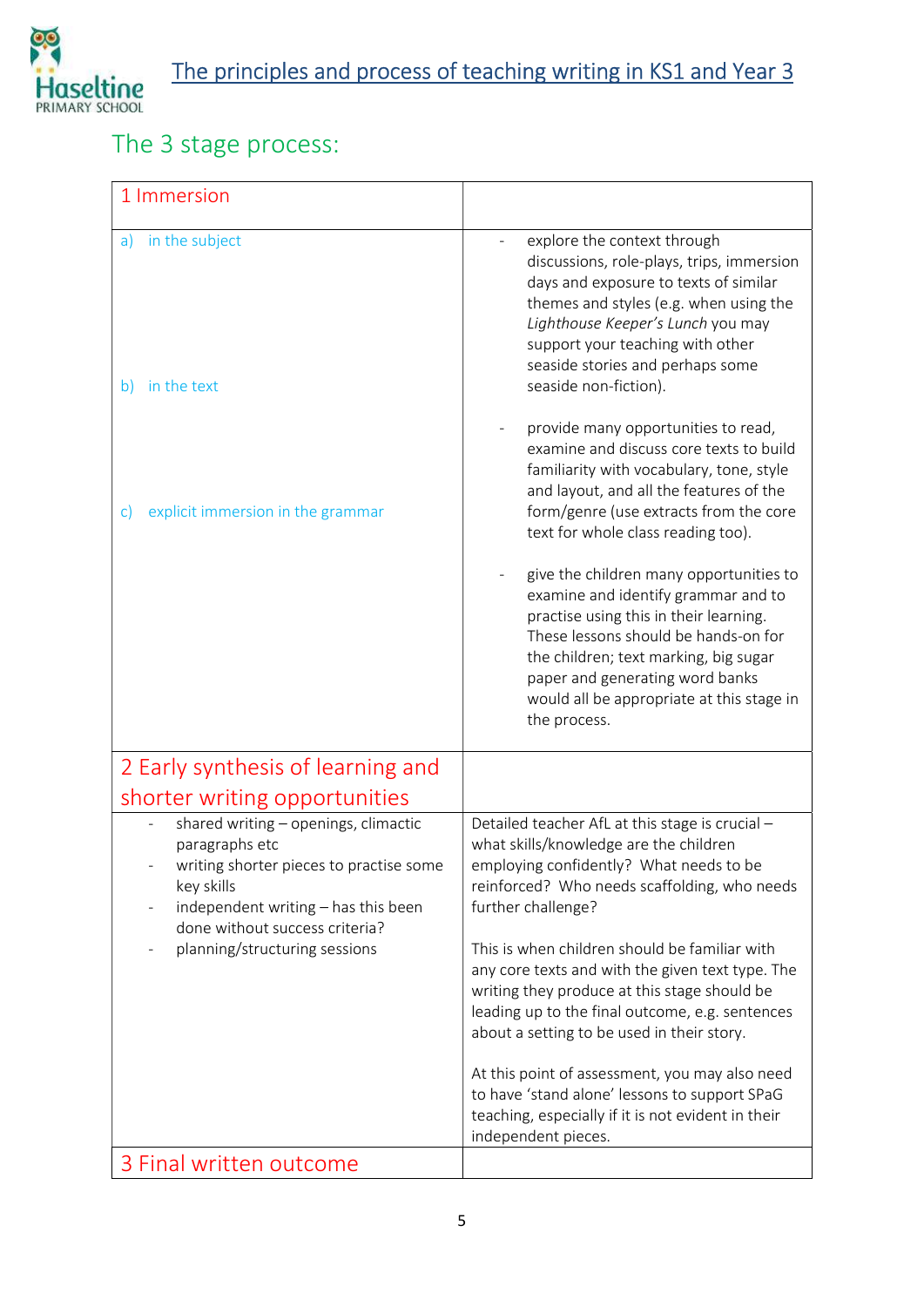# The principles and process of teaching writing in KS1 and Year 3

## The 3 stage process:

| 1 Immersion | |
|---|---|
| a) in the subject<br><br>b) in the text<br><br>c) explicit immersion in the grammar | - explore the context through discussions, role-plays, trips, immersion days and exposure to texts of similar themes and styles (e.g. when using the *Lighthouse Keeper's Lunch* you may support your teaching with other seaside stories and perhaps some seaside non-fiction).<br><br>- provide many opportunities to read, examine and discuss core texts to build familiarity with vocabulary, tone, style and layout, and all the features of the form/genre (use extracts from the core text for whole class reading too).<br><br>- give the children many opportunities to examine and identify grammar and to practise using this in their learning. These lessons should be hands-on for the children; text marking, big sugar paper and generating word banks would all be appropriate at this stage in the process. |
| **2 Early synthesis of learning and shorter writing opportunities** | |
| - shared writing – openings, climactic paragraphs etc<br>- writing shorter pieces to practise some key skills<br>- independent writing – has this been done without success criteria?<br>- planning/structuring sessions | Detailed teacher AfL at this stage is crucial – what skills/knowledge are the children employing confidently? What needs to be reinforced? Who needs scaffolding, who needs further challenge?<br><br>This is when children should be familiar with any core texts and with the given text type. The writing they produce at this stage should be leading up to the final outcome, e.g. sentences about a setting to be used in their story.<br><br>At this point of assessment, you may also need to have 'stand alone' lessons to support SPaG teaching, especially if it is not evident in their independent pieces. |
| **3 Final written outcome** | |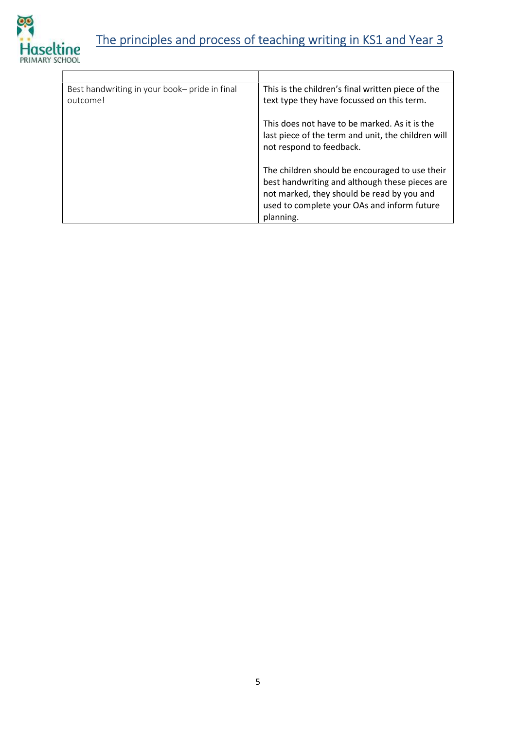| | |
|---|---|
| Best handwriting in your book– pride in final outcome! | This is the children's final written piece of the text type they have focussed on this term.<br><br>This does not have to be marked. As it is the last piece of the term and unit, the children will not respond to feedback.<br><br>The children should be encouraged to use their best handwriting and although these pieces are not marked, they should be read by you and used to complete your OAs and inform future planning. |